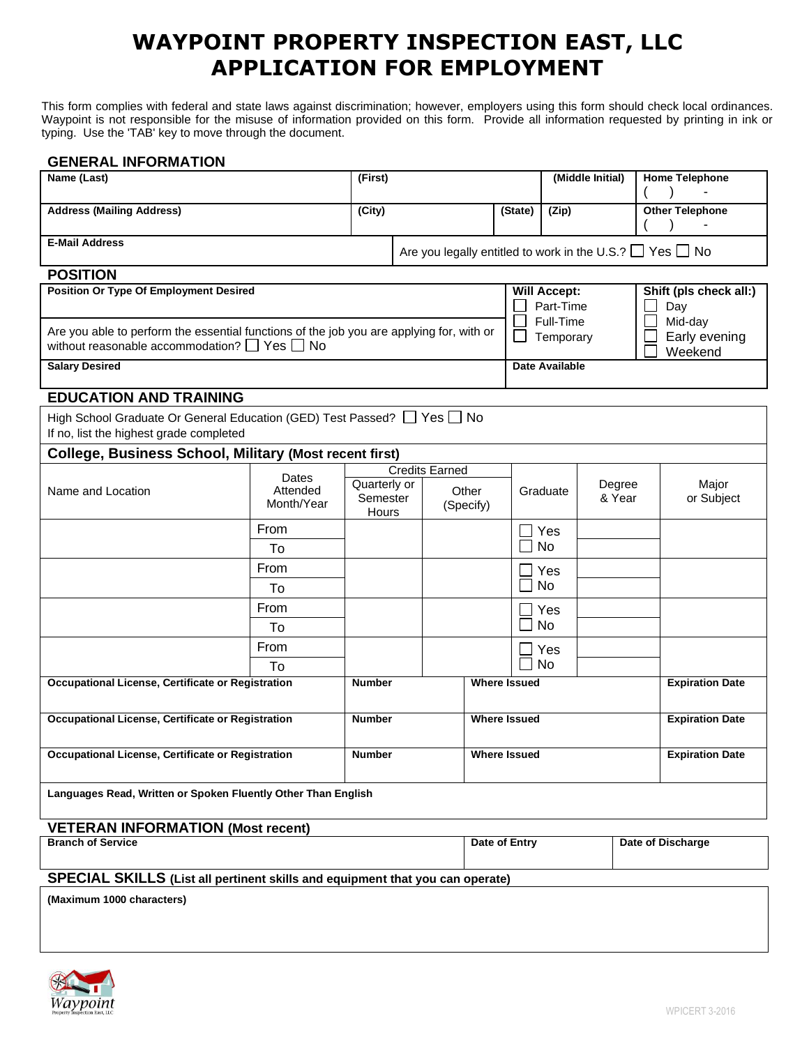# WAYPOINT PROPERTY INSPECTION EAST, LLC
# APPLICATION FOR EMPLOYMENT

This form complies with federal and state laws against discrimination; however, employers using this form should check local ordinances. Waypoint is not responsible for the misuse of information provided on this form. Provide all information requested by printing in ink or typing. Use the 'TAB' key to move through the document.

## GENERAL INFORMATION

| Name (Last) | (First) | | (Middle Initial) | Home Telephone ( ) - |
|---|---|---|---|---|
| **Address (Mailing Address)** | **(City)** | **(State)** | **(Zip)** | **Other Telephone** ( ) - |
| **E-Mail Address** | Are you legally entitled to work in the U.S.? ☐ Yes ☐ No | | | |

## POSITION

| Position Or Type Of Employment Desired | Will Accept: | Shift (pls check all:) |
|---|---|---|
| | ☐ Part-Time | ☐ Day |
| Are you able to perform the essential functions of the job you are applying for, with or without reasonable accommodation? ☐ Yes ☐ No | ☐ Full-Time<br>☐ Temporary | ☐ Mid-day<br>☐ Early evening<br>☐ Weekend |
| **Salary Desired** | **Date Available** | |

## EDUCATION AND TRAINING

High School Graduate Or General Education (GED) Test Passed? ☐ Yes ☐ No
If no, list the highest grade completed

### College, Business School, Military (Most recent first)

| Name and Location | Dates Attended Month/Year | Credits Earned | | Graduate | Degree & Year | Major or Subject |
|---|---|---|---|---|---|---|
| | | Quarterly or Semester Hours | Other (Specify) | | | |
| | From<br>To | | | ☐ Yes<br>☐ No | | |
| | From<br>To | | | ☐ Yes<br>☐ No | | |
| | From<br>To | | | ☐ Yes<br>☐ No | | |
| | From<br>To | | | ☐ Yes<br>☐ No | | |

| Occupational License, Certificate or Registration | Number | Where Issued | Expiration Date |
|---|---|---|---|
| **Occupational License, Certificate or Registration** | **Number** | **Where Issued** | **Expiration Date** |
| **Occupational License, Certificate or Registration** | **Number** | **Where Issued** | **Expiration Date** |

**Languages Read, Written or Spoken Fluently Other Than English**

## VETERAN INFORMATION (Most recent)

| Branch of Service | Date of Entry | Date of Discharge |
|---|---|---|
| | | |

## SPECIAL SKILLS (List all pertinent skills and equipment that you can operate)

**(Maximum 1000 characters)**

WPICERT 3-2016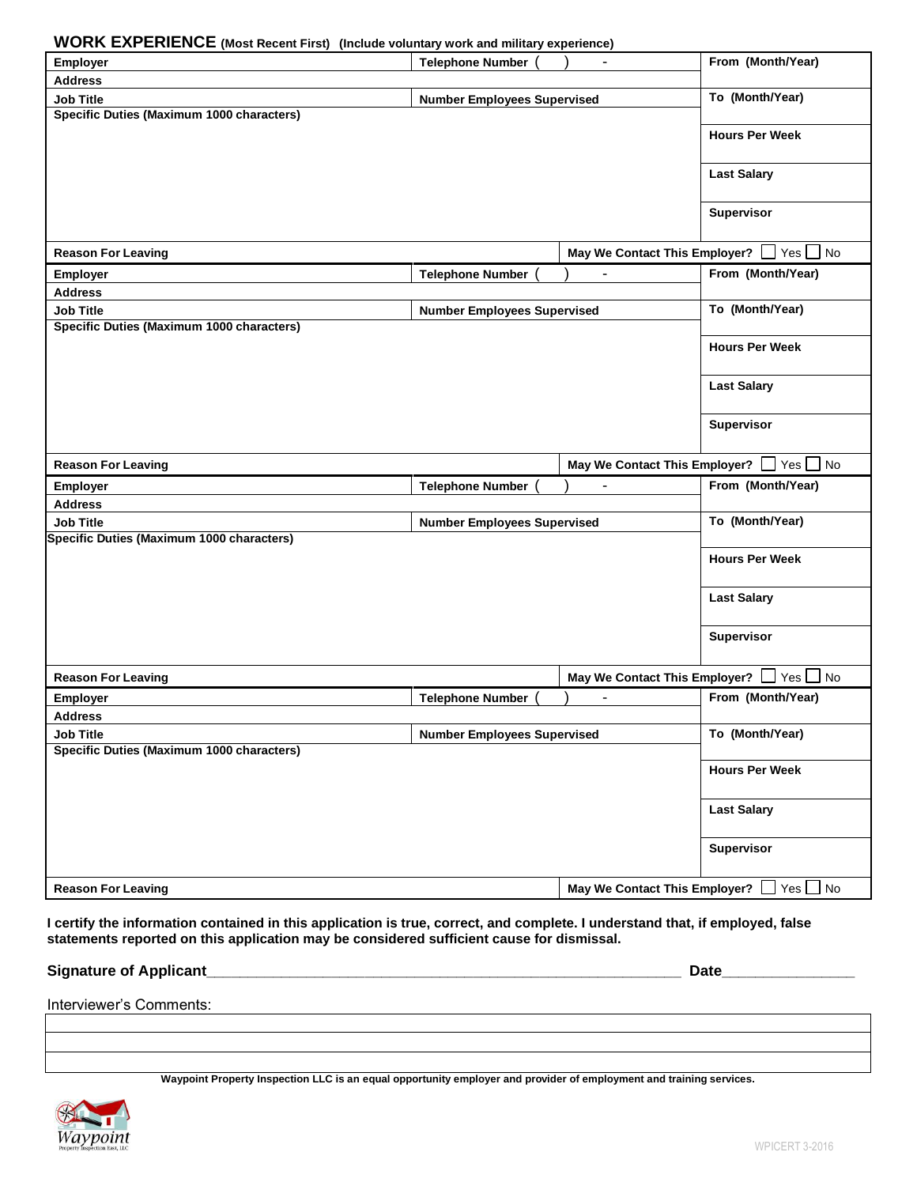## WORK EXPERIENCE (Most Recent First) (Include voluntary work and military experience)

| | | |
|---|---|---|
| **Employer** | **Telephone Number** ( ) - | **From (Month/Year)** |
| **Address** | | |
| **Job Title** | **Number Employees Supervised** | **To (Month/Year)** |
| **Specific Duties (Maximum 1000 characters)** | | **Hours Per Week** |
| | | **Last Salary** |
| | | **Supervisor** |
| **Reason For Leaving** | **May We Contact This Employer?** ☐ Yes ☐ No | |

| | | |
|---|---|---|
| **Employer** | **Telephone Number** ( ) - | **From (Month/Year)** |
| **Address** | | |
| **Job Title** | **Number Employees Supervised** | **To (Month/Year)** |
| **Specific Duties (Maximum 1000 characters)** | | **Hours Per Week** |
| | | **Last Salary** |
| | | **Supervisor** |
| **Reason For Leaving** | **May We Contact This Employer?** ☐ Yes ☐ No | |

| | | |
|---|---|---|
| **Employer** | **Telephone Number** ( ) - | **From (Month/Year)** |
| **Address** | | |
| **Job Title** | **Number Employees Supervised** | **To (Month/Year)** |
| **Specific Duties (Maximum 1000 characters)** | | **Hours Per Week** |
| | | **Last Salary** |
| | | **Supervisor** |
| **Reason For Leaving** | **May We Contact This Employer?** ☐ Yes ☐ No | |

| | | |
|---|---|---|
| **Employer** | **Telephone Number** ( ) - | **From (Month/Year)** |
| **Address** | | |
| **Job Title** | **Number Employees Supervised** | **To (Month/Year)** |
| **Specific Duties (Maximum 1000 characters)** | | **Hours Per Week** |
| | | **Last Salary** |
| | | **Supervisor** |
| **Reason For Leaving** | **May We Contact This Employer?** ☐ Yes ☐ No | |

**I certify the information contained in this application is true, correct, and complete. I understand that, if employed, false statements reported on this application may be considered sufficient cause for dismissal.**

**Signature of Applicant**\_\_\_\_\_\_\_\_\_\_\_\_\_\_\_\_\_\_\_\_\_\_\_\_\_\_\_\_\_\_\_\_\_\_\_\_\_\_\_\_\_\_\_\_\_\_\_\_ **Date**\_\_\_\_\_\_\_\_\_\_\_\_\_\_\_\_

Interviewer's Comments:

| |
|---|
| |
| |
| |

**Waypoint Property Inspection LLC is an equal opportunity employer and provider of employment and training services.**

Waypoint
Property Inspection East, LLC

WPICERT 3-2016